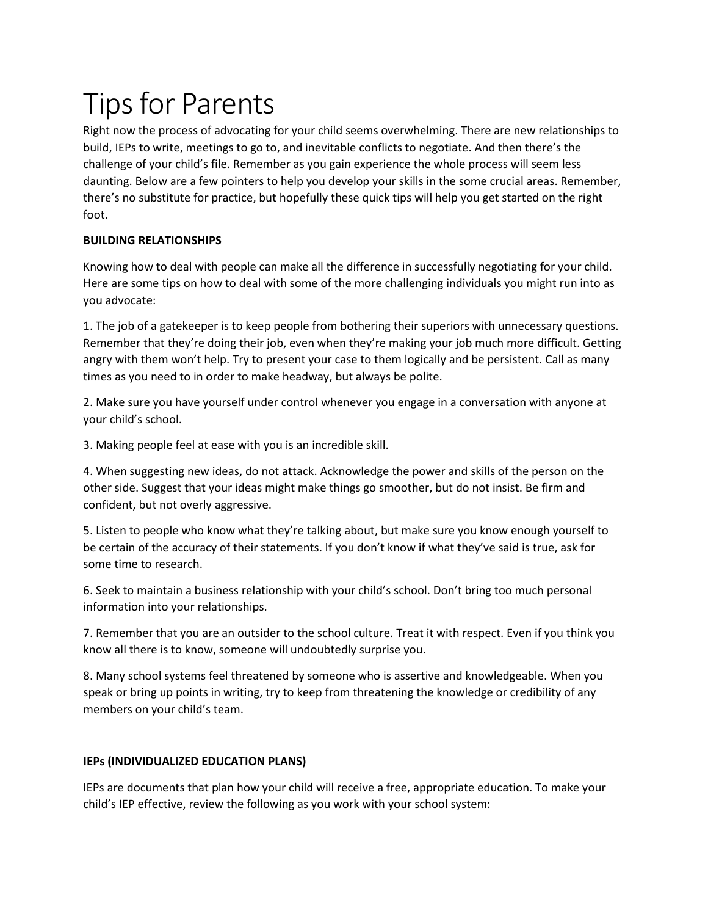# Tips for Parents

Right now the process of advocating for your child seems overwhelming. There are new relationships to build, IEPs to write, meetings to go to, and inevitable conflicts to negotiate. And then there's the challenge of your child's file. Remember as you gain experience the whole process will seem less daunting. Below are a few pointers to help you develop your skills in the some crucial areas. Remember, there's no substitute for practice, but hopefully these quick tips will help you get started on the right foot.

**BUILDING RELATIONSHIPS**

Knowing how to deal with people can make all the difference in successfully negotiating for your child. Here are some tips on how to deal with some of the more challenging individuals you might run into as you advocate:

1. The job of a gatekeeper is to keep people from bothering their superiors with unnecessary questions. Remember that they're doing their job, even when they're making your job much more difficult. Getting angry with them won't help. Try to present your case to them logically and be persistent. Call as many times as you need to in order to make headway, but always be polite.

2. Make sure you have yourself under control whenever you engage in a conversation with anyone at your child's school.

3. Making people feel at ease with you is an incredible skill.

4. When suggesting new ideas, do not attack. Acknowledge the power and skills of the person on the other side. Suggest that your ideas might make things go smoother, but do not insist. Be firm and confident, but not overly aggressive.

5. Listen to people who know what they're talking about, but make sure you know enough yourself to be certain of the accuracy of their statements. If you don't know if what they've said is true, ask for some time to research.

6. Seek to maintain a business relationship with your child's school. Don't bring too much personal information into your relationships.

7. Remember that you are an outsider to the school culture. Treat it with respect. Even if you think you know all there is to know, someone will undoubtedly surprise you.

8. Many school systems feel threatened by someone who is assertive and knowledgeable. When you speak or bring up points in writing, try to keep from threatening the knowledge or credibility of any members on your child's team.

**IEPs (INDIVIDUALIZED EDUCATION PLANS)**

IEPs are documents that plan how your child will receive a free, appropriate education. To make your child's IEP effective, review the following as you work with your school system: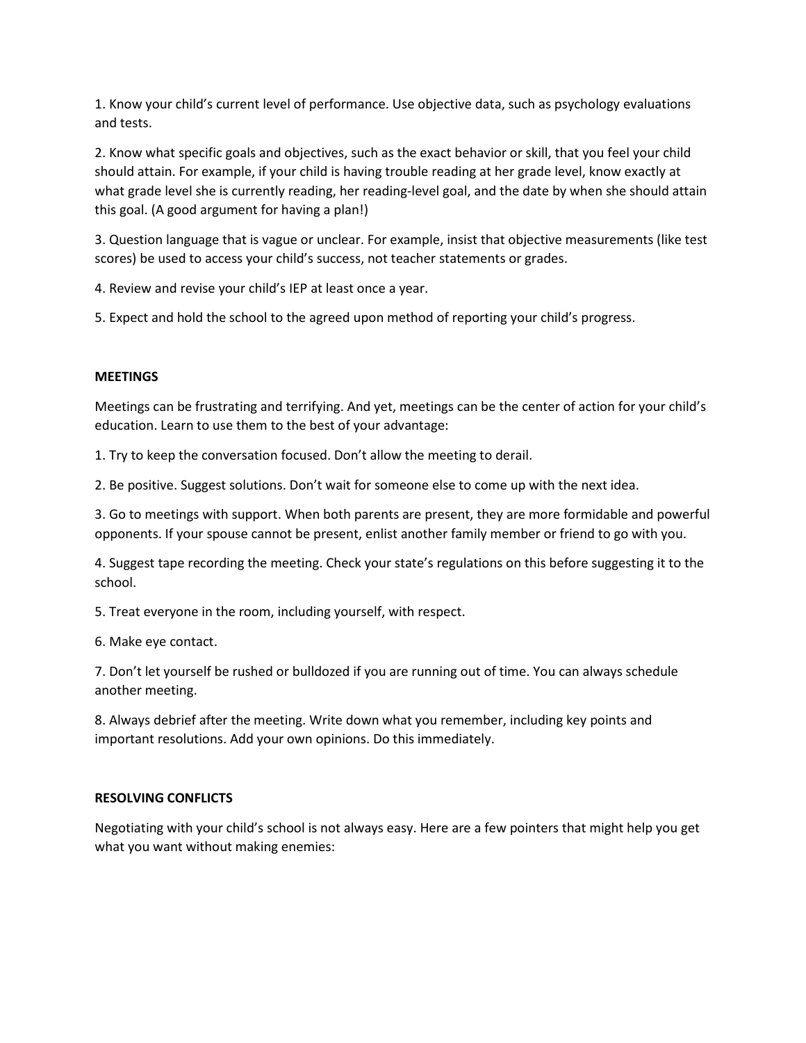1. Know your child's current level of performance. Use objective data, such as psychology evaluations and tests.

2. Know what specific goals and objectives, such as the exact behavior or skill, that you feel your child should attain. For example, if your child is having trouble reading at her grade level, know exactly at what grade level she is currently reading, her reading-level goal, and the date by when she should attain this goal. (A good argument for having a plan!)

3. Question language that is vague or unclear. For example, insist that objective measurements (like test scores) be used to access your child's success, not teacher statements or grades.

4. Review and revise your child's IEP at least once a year.

5. Expect and hold the school to the agreed upon method of reporting your child's progress.

**MEETINGS**

Meetings can be frustrating and terrifying. And yet, meetings can be the center of action for your child's education. Learn to use them to the best of your advantage:

1. Try to keep the conversation focused. Don't allow the meeting to derail.

2. Be positive. Suggest solutions. Don't wait for someone else to come up with the next idea.

3. Go to meetings with support. When both parents are present, they are more formidable and powerful opponents. If your spouse cannot be present, enlist another family member or friend to go with you.

4. Suggest tape recording the meeting. Check your state's regulations on this before suggesting it to the school.

5. Treat everyone in the room, including yourself, with respect.

6. Make eye contact.

7. Don't let yourself be rushed or bulldozed if you are running out of time. You can always schedule another meeting.

8. Always debrief after the meeting. Write down what you remember, including key points and important resolutions. Add your own opinions. Do this immediately.

**RESOLVING CONFLICTS**

Negotiating with your child's school is not always easy. Here are a few pointers that might help you get what you want without making enemies: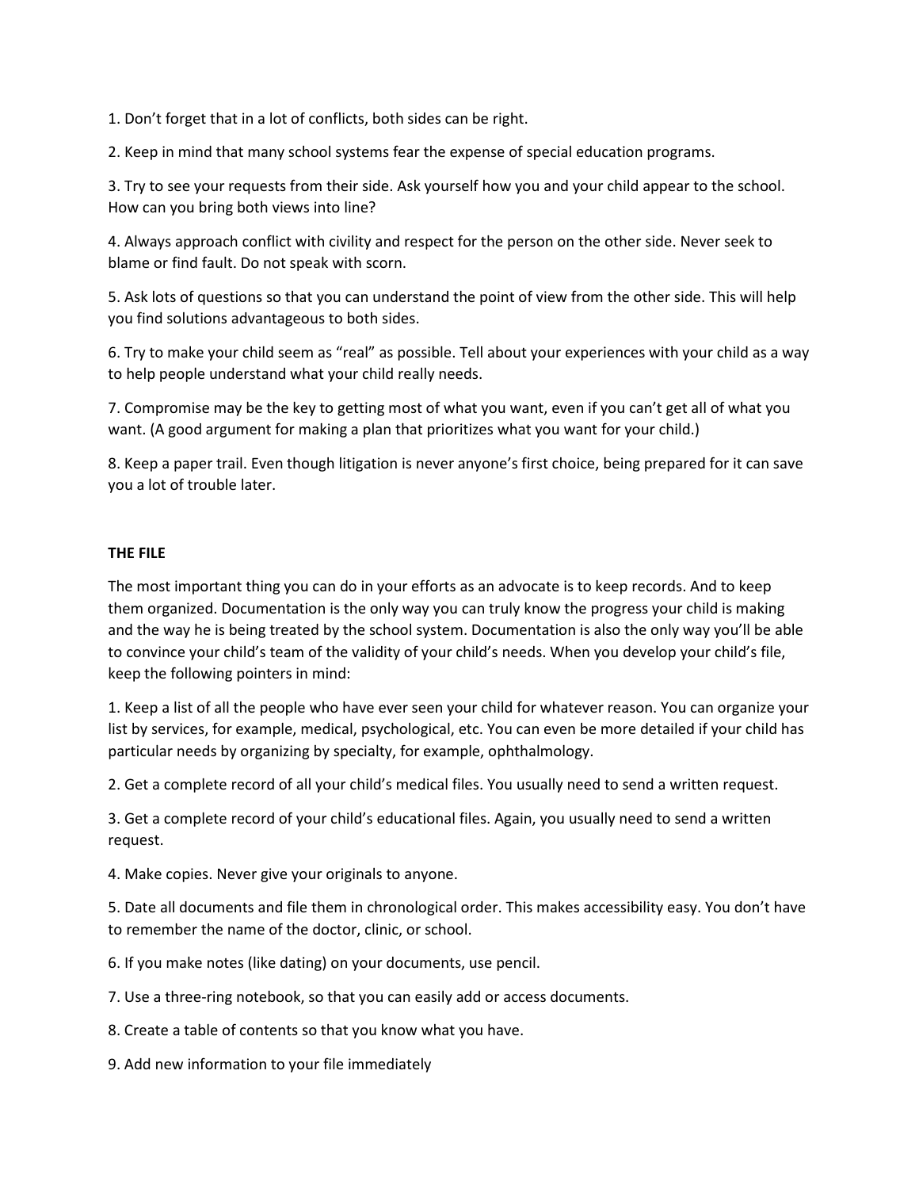1. Don't forget that in a lot of conflicts, both sides can be right.

2. Keep in mind that many school systems fear the expense of special education programs.

3. Try to see your requests from their side. Ask yourself how you and your child appear to the school. How can you bring both views into line?

4. Always approach conflict with civility and respect for the person on the other side. Never seek to blame or find fault. Do not speak with scorn.

5. Ask lots of questions so that you can understand the point of view from the other side. This will help you find solutions advantageous to both sides.

6. Try to make your child seem as "real" as possible. Tell about your experiences with your child as a way to help people understand what your child really needs.

7. Compromise may be the key to getting most of what you want, even if you can't get all of what you want. (A good argument for making a plan that prioritizes what you want for your child.)

8. Keep a paper trail. Even though litigation is never anyone's first choice, being prepared for it can save you a lot of trouble later.

**THE FILE**

The most important thing you can do in your efforts as an advocate is to keep records. And to keep them organized. Documentation is the only way you can truly know the progress your child is making and the way he is being treated by the school system. Documentation is also the only way you'll be able to convince your child's team of the validity of your child's needs. When you develop your child's file, keep the following pointers in mind:

1. Keep a list of all the people who have ever seen your child for whatever reason. You can organize your list by services, for example, medical, psychological, etc. You can even be more detailed if your child has particular needs by organizing by specialty, for example, ophthalmology.

2. Get a complete record of all your child's medical files. You usually need to send a written request.

3. Get a complete record of your child's educational files. Again, you usually need to send a written request.

4. Make copies. Never give your originals to anyone.

5. Date all documents and file them in chronological order. This makes accessibility easy. You don't have to remember the name of the doctor, clinic, or school.

6. If you make notes (like dating) on your documents, use pencil.

7. Use a three-ring notebook, so that you can easily add or access documents.

8. Create a table of contents so that you know what you have.

9. Add new information to your file immediately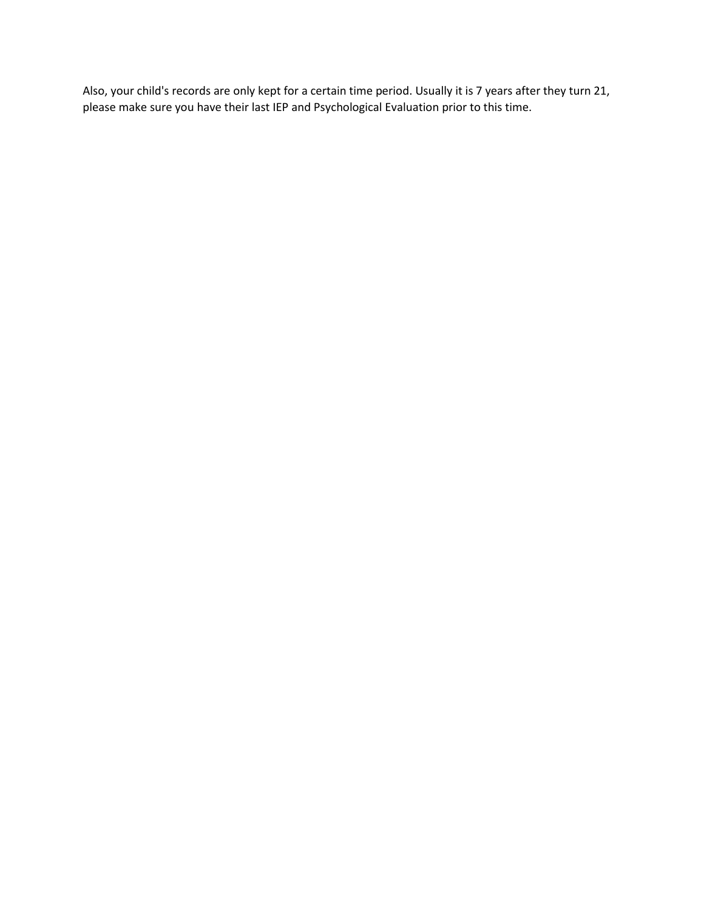Also, your child's records are only kept for a certain time period. Usually it is 7 years after they turn 21, please make sure you have their last IEP and Psychological Evaluation prior to this time.